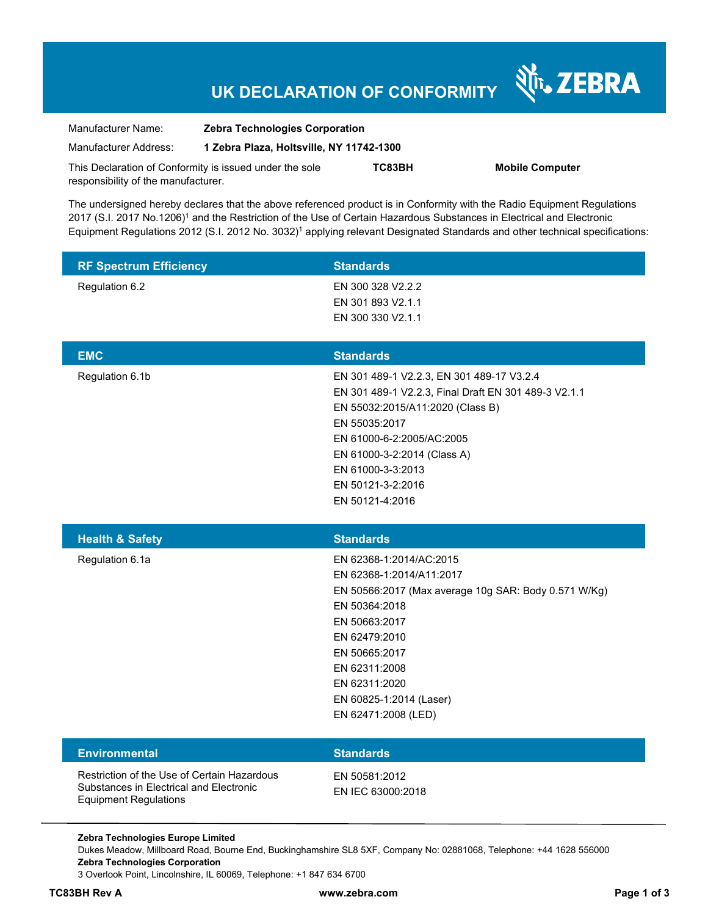# UK DECLARATION OF CONFORMITY

ZEBRA

Manufacturer Name: **Zebra Technologies Corporation**

Manufacturer Address: **1 Zebra Plaza, Holtsville, NY 11742-1300**

This Declaration of Conformity is issued under the sole responsibility of the manufacturer. **TC83BH** **Mobile Computer**

The undersigned hereby declares that the above referenced product is in Conformity with the Radio Equipment Regulations 2017 (S.I. 2017 No.1206)[1] and the Restriction of the Use of Certain Hazardous Substances in Electrical and Electronic Equipment Regulations 2012 (S.I. 2012 No. 3032)[1] applying relevant Designated Standards and other technical specifications:

| RF Spectrum Efficiency | Standards |
|---|---|
| Regulation 6.2 | EN 300 328 V2.2.2<br>EN 301 893 V2.1.1<br>EN 300 330 V2.1.1 |

| EMC | Standards |
|---|---|
| Regulation 6.1b | EN 301 489-1 V2.2.3, EN 301 489-17 V3.2.4<br>EN 301 489-1 V2.2.3, Final Draft EN 301 489-3 V2.1.1<br>EN 55032:2015/A11:2020 (Class B)<br>EN 55035:2017<br>EN 61000-6-2:2005/AC:2005<br>EN 61000-3-2:2014 (Class A)<br>EN 61000-3-3:2013<br>EN 50121-3-2:2016<br>EN 50121-4:2016 |

| Health & Safety | Standards |
|---|---|
| Regulation 6.1a | EN 62368-1:2014/AC:2015<br>EN 62368-1:2014/A11:2017<br>EN 50566:2017 (Max average 10g SAR: Body 0.571 W/Kg)<br>EN 50364:2018<br>EN 50663:2017<br>EN 62479:2010<br>EN 50665:2017<br>EN 62311:2008<br>EN 62311:2020<br>EN 60825-1:2014 (Laser)<br>EN 62471:2008 (LED) |

| Environmental | Standards |
|---|---|
| Restriction of the Use of Certain Hazardous Substances in Electrical and Electronic Equipment Regulations | EN 50581:2012<br>EN IEC 63000:2018 |

**Zebra Technologies Europe Limited**
Dukes Meadow, Millboard Road, Bourne End, Buckinghamshire SL8 5XF, Company No: 02881068, Telephone: +44 1628 556000
**Zebra Technologies Corporation**
3 Overlook Point, Lincolnshire, IL 60069, Telephone: +1 847 634 6700

**TC83BH Rev A** **www.zebra.com**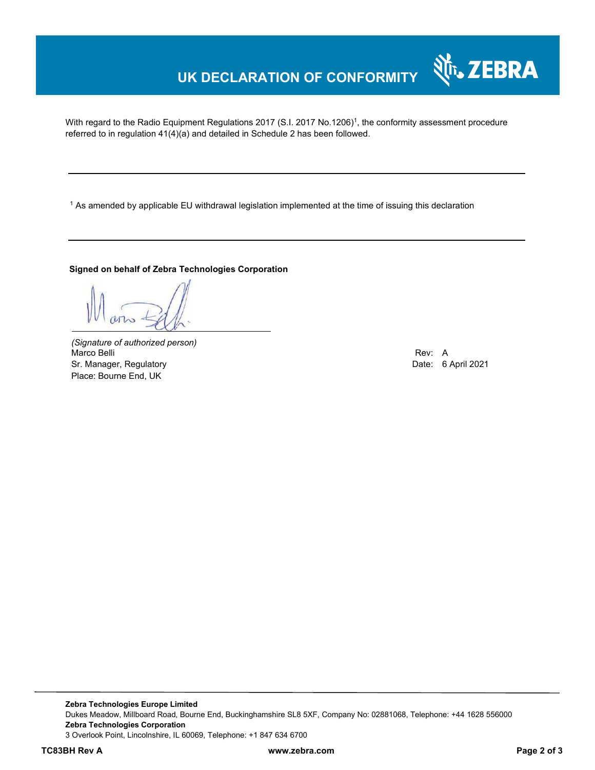# UK DECLARATION OF CONFORMITY

With regard to the Radio Equipment Regulations 2017 (S.I. 2017 No.1206)[1], the conformity assessment procedure referred to in regulation 41(4)(a) and detailed in Schedule 2 has been followed.

---

[1] As amended by applicable EU withdrawal legislation implemented at the time of issuing this declaration

---

**Signed on behalf of Zebra Technologies Corporation**

*(Signature of authorized person)*
Marco Belli
Sr. Manager, Regulatory
Place: Bourne End, UK

Rev: A
Date: 6 April 2021

---

**Zebra Technologies Europe Limited**
Dukes Meadow, Millboard Road, Bourne End, Buckinghamshire SL8 5XF, Company No: 02881068, Telephone: +44 1628 556000
**Zebra Technologies Corporation**
3 Overlook Point, Lincolnshire, IL 60069, Telephone: +1 847 634 6700

**TC83BH Rev A** **www.zebra.com**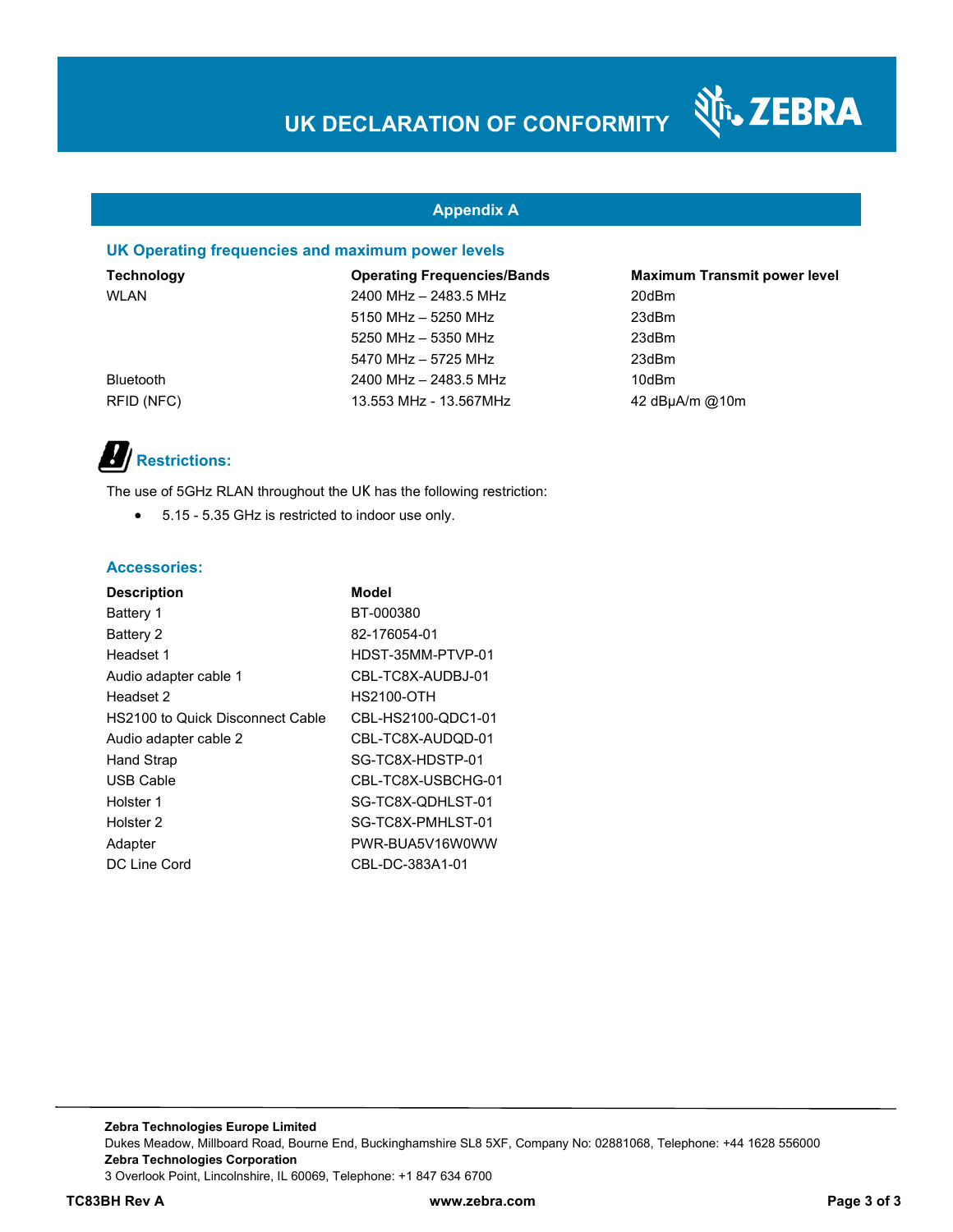# UK DECLARATION OF CONFORMITY

## Appendix A

### UK Operating frequencies and maximum power levels

| Technology | Operating Frequencies/Bands | Maximum Transmit power level |
|---|---|---|
| WLAN | 2400 MHz – 2483.5 MHz | 20dBm |
| | 5150 MHz – 5250 MHz | 23dBm |
| | 5250 MHz – 5350 MHz | 23dBm |
| | 5470 MHz – 5725 MHz | 23dBm |
| Bluetooth | 2400 MHz – 2483.5 MHz | 10dBm |
| RFID (NFC) | 13.553 MHz - 13.567MHz | 42 dBµA/m @10m |

### Restrictions:

The use of 5GHz RLAN throughout the UK has the following restriction:

- 5.15 - 5.35 GHz is restricted to indoor use only.

### Accessories:

| Description | Model |
|---|---|
| Battery 1 | BT-000380 |
| Battery 2 | 82-176054-01 |
| Headset 1 | HDST-35MM-PTVP-01 |
| Audio adapter cable 1 | CBL-TC8X-AUDBJ-01 |
| Headset 2 | HS2100-OTH |
| HS2100 to Quick Disconnect Cable | CBL-HS2100-QDC1-01 |
| Audio adapter cable 2 | CBL-TC8X-AUDQD-01 |
| Hand Strap | SG-TC8X-HDSTP-01 |
| USB Cable | CBL-TC8X-USBCHG-01 |
| Holster 1 | SG-TC8X-QDHLST-01 |
| Holster 2 | SG-TC8X-PMHLST-01 |
| Adapter | PWR-BUA5V16W0WW |
| DC Line Cord | CBL-DC-383A1-01 |

**Zebra Technologies Europe Limited**
Dukes Meadow, Millboard Road, Bourne End, Buckinghamshire SL8 5XF, Company No: 02881068, Telephone: +44 1628 556000
**Zebra Technologies Corporation**
3 Overlook Point, Lincolnshire, IL 60069, Telephone: +1 847 634 6700

**TC83BH Rev A** **www.zebra.com**